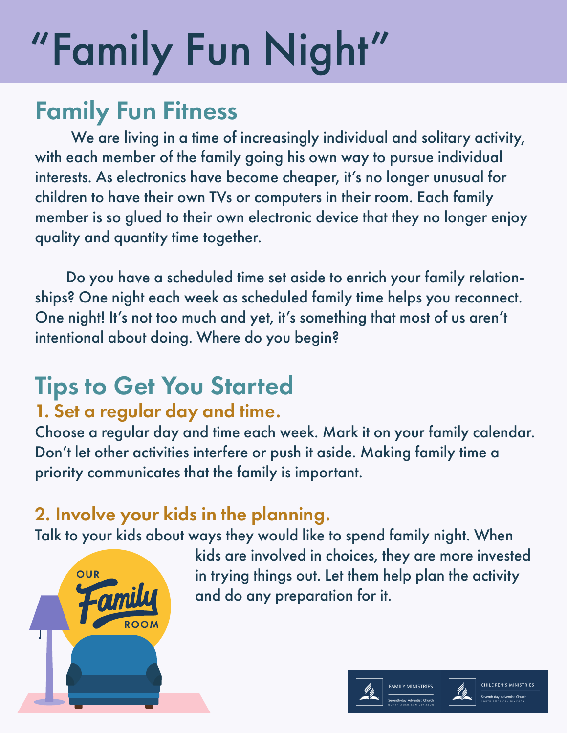# "Family Fun Night"

## Family Fun Fitness

We are living in a time of increasingly individual and solitary activity, with each member of the family going his own way to pursue individual interests. As electronics have become cheaper, it's no longer unusual for children to have their own TVs or computers in their room. Each family member is so glued to their own electronic device that they no longer enjoy quality and quantity time together.

Do you have a scheduled time set aside to enrich your family relationships? One night each week as scheduled family time helps you reconnect. One night! It's not too much and yet, it's something that most of us aren't intentional about doing. Where do you begin?

## Tips to Get You Started

### 1. Set a regular day and time.

Choose a regular day and time each week. Mark it on your family calendar. Don't let other activities interfere or push it aside. Making family time a priority communicates that the family is important.

### 2. Involve your kids in the planning.

Talk to your kids about ways they would like to spend family night. When kids are involved in choices, they are more invested in trying things out. Let them help plan the activity and do any preparation for it.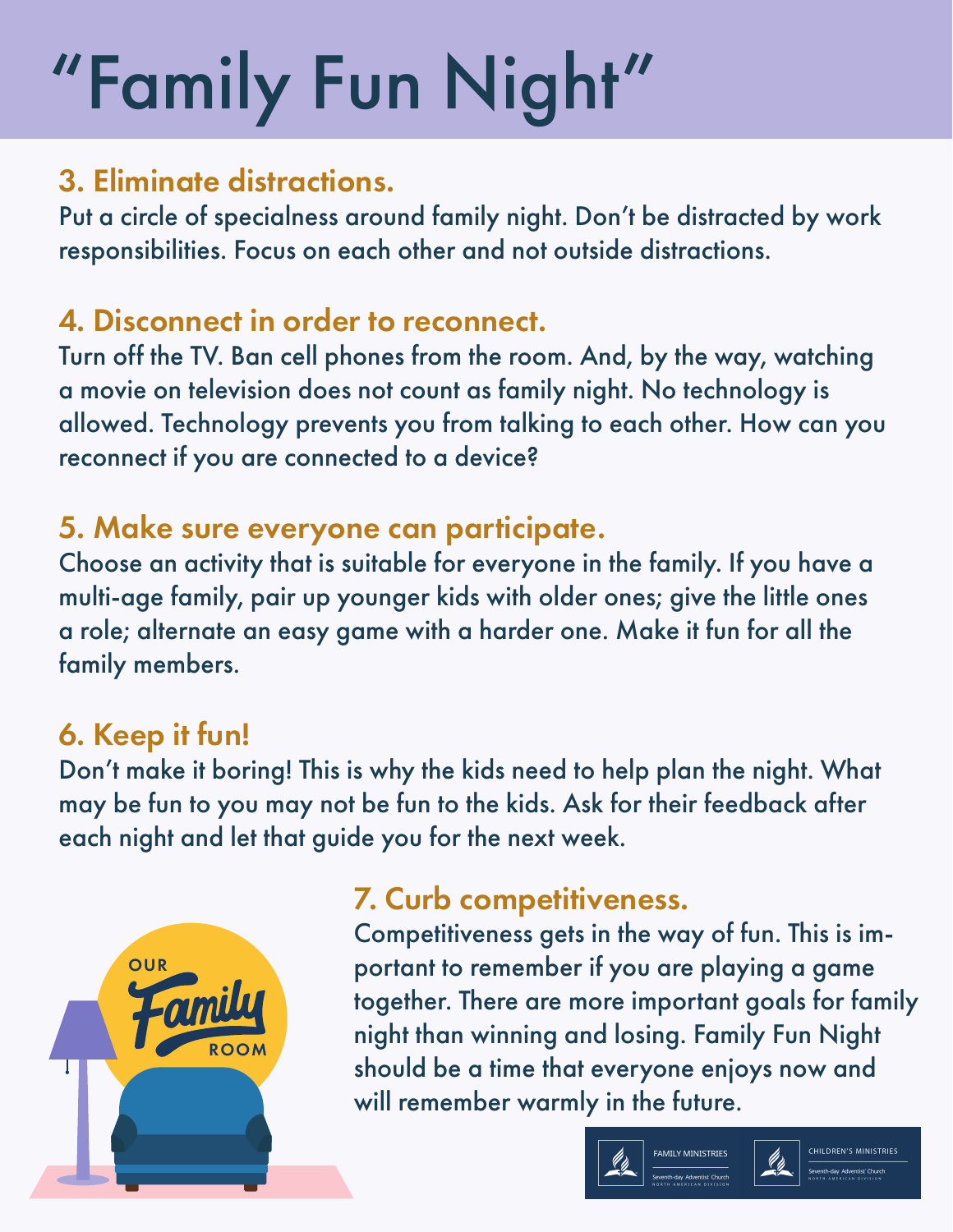# "Family Fun Night"

## 3. Eliminate distractions.

Put a circle of specialness around family night. Don't be distracted by work responsibilities. Focus on each other and not outside distractions.

## 4. Disconnect in order to reconnect.

Turn off the TV. Ban cell phones from the room. And, by the way, watching a movie on television does not count as family night. No technology is allowed. Technology prevents you from talking to each other. How can you reconnect if you are connected to a device?

## 5. Make sure everyone can participate.

Choose an activity that is suitable for everyone in the family. If you have a multi-age family, pair up younger kids with older ones; give the little ones a role; alternate an easy game with a harder one. Make it fun for all the family members.

## 6. Keep it fun!

Don't make it boring! This is why the kids need to help plan the night. What may be fun to you may not be fun to the kids. Ask for their feedback after each night and let that guide you for the next week.

## 7. Curb competitiveness.

Competitiveness gets in the way of fun. This is important to remember if you are playing a game together. There are more important goals for family night than winning and losing. Family Fun Night should be a time that everyone enjoys now and will remember warmly in the future.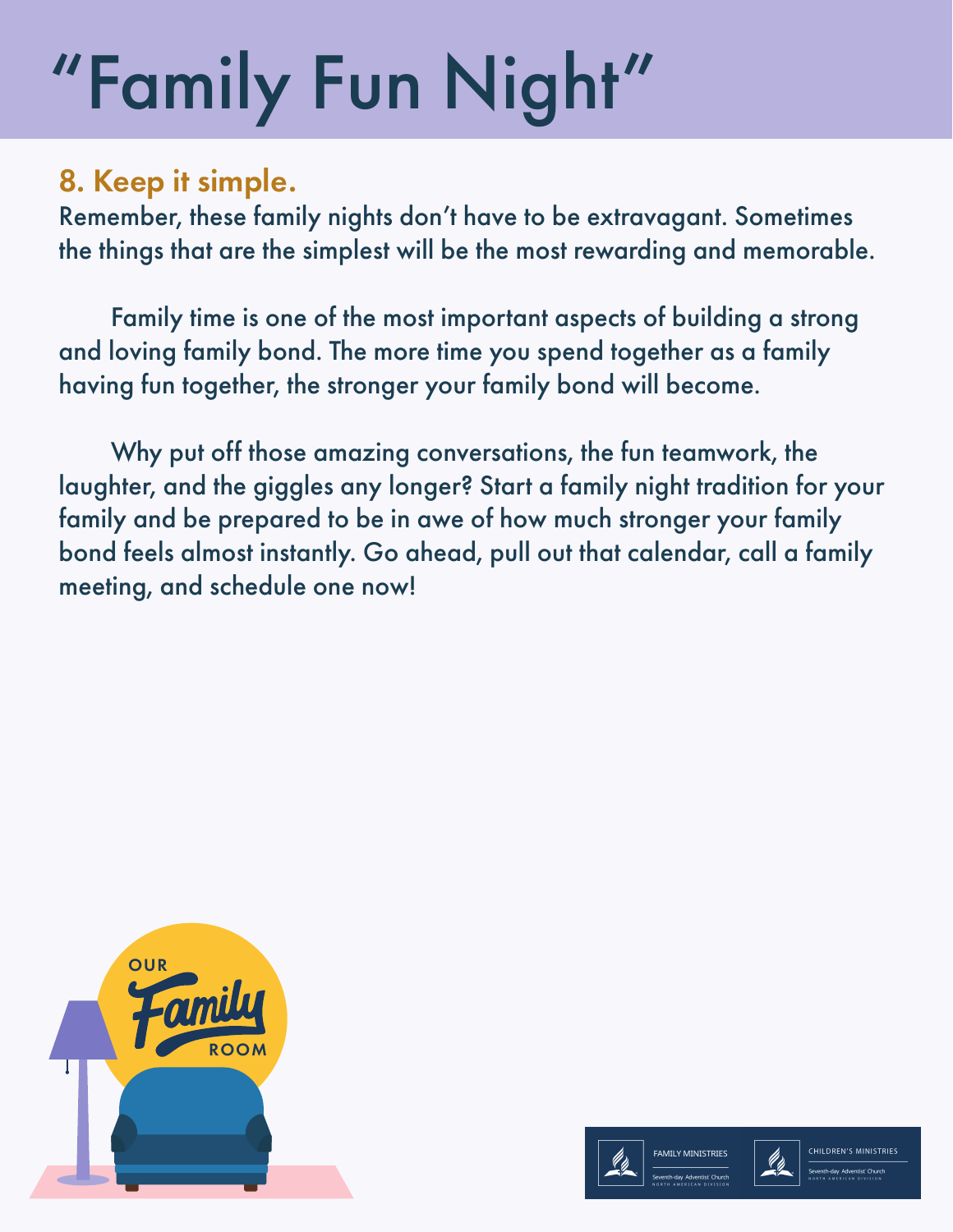# "Family Fun Night"

### 8. Keep it simple.

Remember, these family nights don't have to be extravagant. Sometimes the things that are the simplest will be the most rewarding and memorable.

Family time is one of the most important aspects of building a strong and loving family bond. The more time you spend together as a family having fun together, the stronger your family bond will become.

Why put off those amazing conversations, the fun teamwork, the laughter, and the giggles any longer? Start a family night tradition for your family and be prepared to be in awe of how much stronger your family bond feels almost instantly. Go ahead, pull out that calendar, call a family meeting, and schedule one now!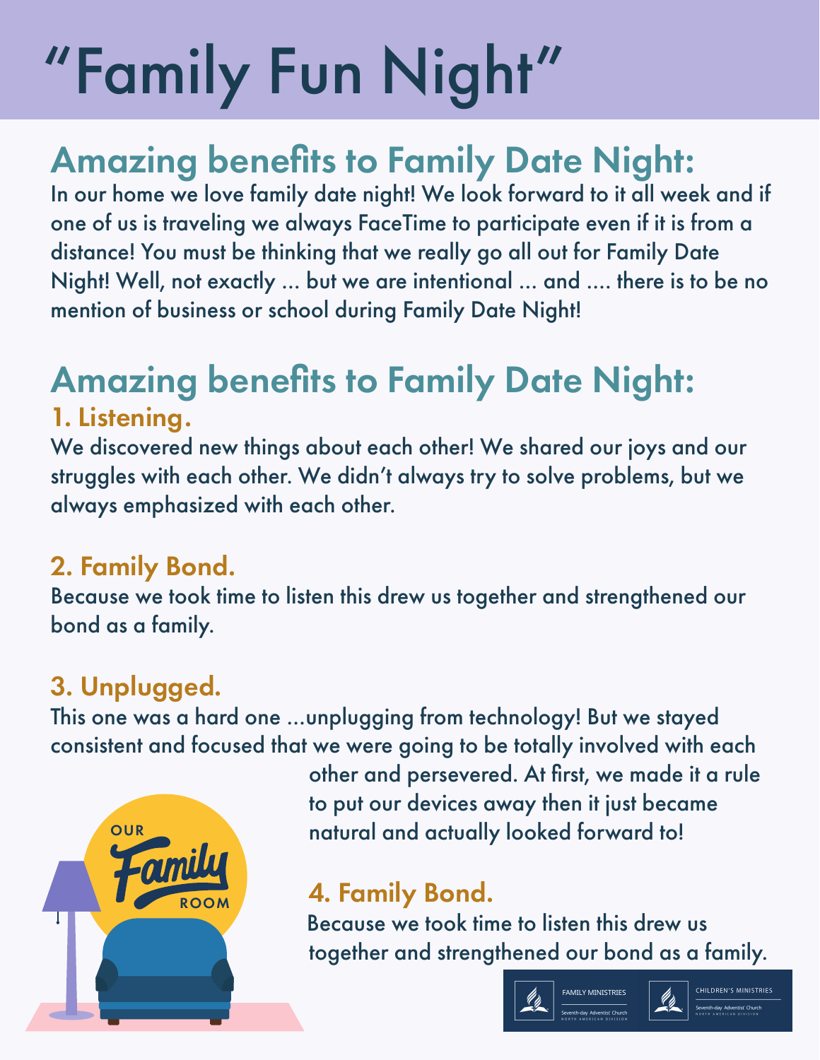# "Family Fun Night"

## Amazing benefits to Family Date Night:

In our home we love family date night! We look forward to it all week and if one of us is traveling we always FaceTime to participate even if it is from a distance! You must be thinking that we really go all out for Family Date Night! Well, not exactly ... but we are intentional ... and .... there is to be no mention of business or school during Family Date Night!

## Amazing benefits to Family Date Night:

### 1. Listening.

We discovered new things about each other! We shared our joys and our struggles with each other. We didn't always try to solve problems, but we always emphasized with each other.

### 2. Family Bond.

Because we took time to listen this drew us together and strengthened our bond as a family.

### 3. Unplugged.

This one was a hard one ...unplugging from technology! But we stayed consistent and focused that we were going to be totally involved with each other and persevered. At first, we made it a rule to put our devices away then it just became natural and actually looked forward to!

### 4. Family Bond.

Because we took time to listen this drew us together and strengthened our bond as a family.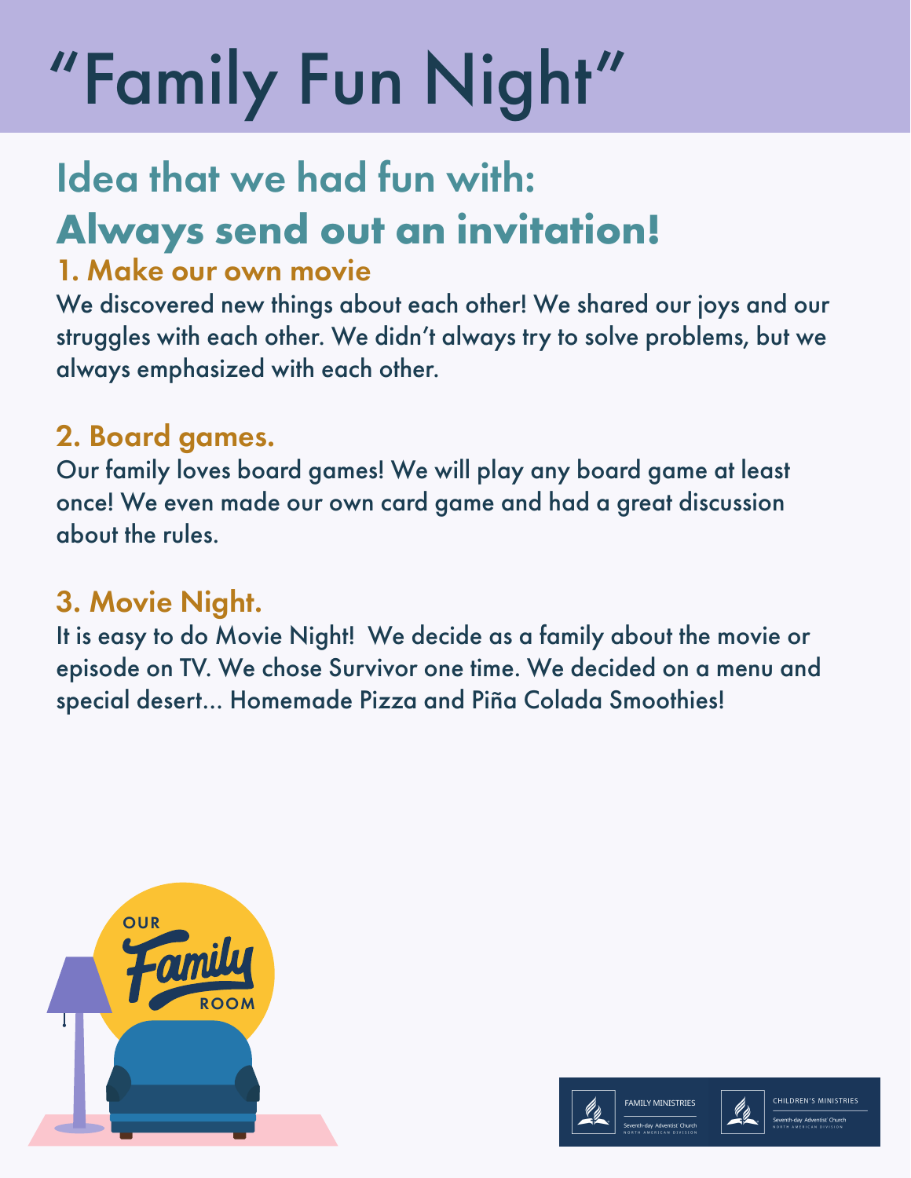# "Family Fun Night"

## Idea that we had fun with:

## Always send out an invitation!

### 1. Make our own movie

We discovered new things about each other! We shared our joys and our struggles with each other. We didn't always try to solve problems, but we always emphasized with each other.

### 2. Board games.

Our family loves board games! We will play any board game at least once! We even made our own card game and had a great discussion about the rules.

### 3. Movie Night.

It is easy to do Movie Night! We decide as a family about the movie or episode on TV. We chose Survivor one time. We decided on a menu and special desert... Homemade Pizza and Piña Colada Smoothies!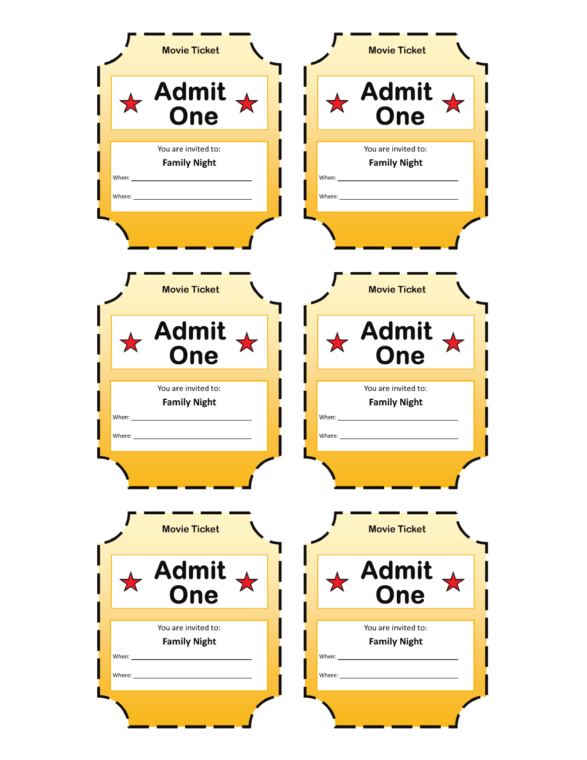Movie Ticket

**Admit One**

You are invited to:

**Family Night**

When: ______________________________

Where: ______________________________

Movie Ticket

**Admit One**

You are invited to:

**Family Night**

When: ______________________________

Where: ______________________________

Movie Ticket

**Admit One**

You are invited to:

**Family Night**

When: ______________________________

Where: ______________________________

Movie Ticket

**Admit One**

You are invited to:

**Family Night**

When: ______________________________

Where: ______________________________

Movie Ticket

**Admit One**

You are invited to:

**Family Night**

When: ______________________________

Where: ______________________________

Movie Ticket

**Admit One**

You are invited to:

**Family Night**

When: ______________________________

Where: ______________________________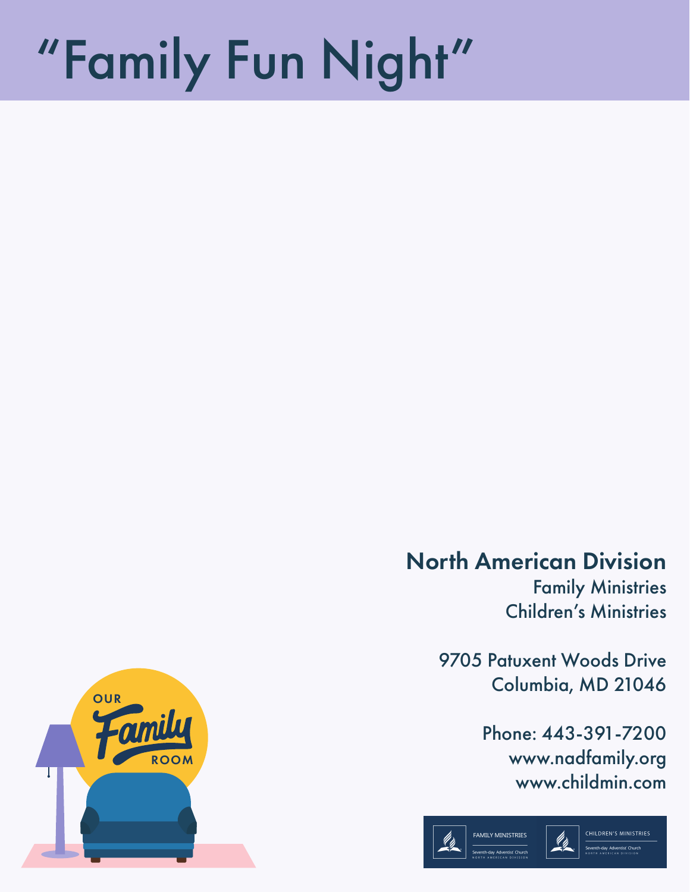# "Family Fun Night"

**North American Division**

Family Ministries
Children's Ministries

9705 Patuxent Woods Drive
Columbia, MD 21046

Phone: 443-391-7200
www.nadfamily.org
www.childmin.com